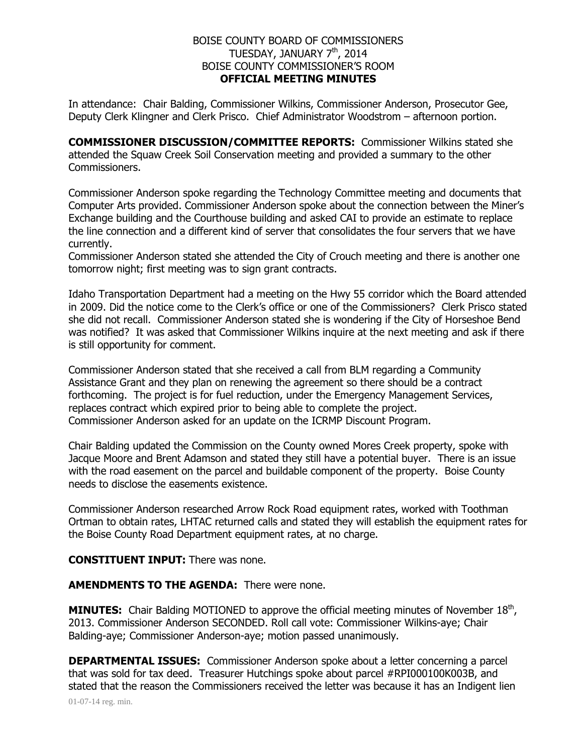BOISE COUNTY BOARD OF COMMISSIONERS
TUESDAY, JANUARY 7th, 2014
BOISE COUNTY COMMISSIONER'S ROOM
**OFFICIAL MEETING MINUTES**

In attendance: Chair Balding, Commissioner Wilkins, Commissioner Anderson, Prosecutor Gee, Deputy Clerk Klingner and Clerk Prisco. Chief Administrator Woodstrom – afternoon portion.

**COMMISSIONER DISCUSSION/COMMITTEE REPORTS:** Commissioner Wilkins stated she attended the Squaw Creek Soil Conservation meeting and provided a summary to the other Commissioners.

Commissioner Anderson spoke regarding the Technology Committee meeting and documents that Computer Arts provided. Commissioner Anderson spoke about the connection between the Miner's Exchange building and the Courthouse building and asked CAI to provide an estimate to replace the line connection and a different kind of server that consolidates the four servers that we have currently.
Commissioner Anderson stated she attended the City of Crouch meeting and there is another one tomorrow night; first meeting was to sign grant contracts.

Idaho Transportation Department had a meeting on the Hwy 55 corridor which the Board attended in 2009. Did the notice come to the Clerk's office or one of the Commissioners? Clerk Prisco stated she did not recall. Commissioner Anderson stated she is wondering if the City of Horseshoe Bend was notified? It was asked that Commissioner Wilkins inquire at the next meeting and ask if there is still opportunity for comment.

Commissioner Anderson stated that she received a call from BLM regarding a Community Assistance Grant and they plan on renewing the agreement so there should be a contract forthcoming. The project is for fuel reduction, under the Emergency Management Services, replaces contract which expired prior to being able to complete the project.
Commissioner Anderson asked for an update on the ICRMP Discount Program.

Chair Balding updated the Commission on the County owned Mores Creek property, spoke with Jacque Moore and Brent Adamson and stated they still have a potential buyer. There is an issue with the road easement on the parcel and buildable component of the property. Boise County needs to disclose the easements existence.

Commissioner Anderson researched Arrow Rock Road equipment rates, worked with Toothman Ortman to obtain rates, LHTAC returned calls and stated they will establish the equipment rates for the Boise County Road Department equipment rates, at no charge.

**CONSTITUENT INPUT:** There was none.

**AMENDMENTS TO THE AGENDA:** There were none.

**MINUTES:** Chair Balding MOTIONED to approve the official meeting minutes of November 18th, 2013. Commissioner Anderson SECONDED. Roll call vote: Commissioner Wilkins-aye; Chair Balding-aye; Commissioner Anderson-aye; motion passed unanimously.

**DEPARTMENTAL ISSUES:** Commissioner Anderson spoke about a letter concerning a parcel that was sold for tax deed. Treasurer Hutchings spoke about parcel #RPI000100K003B, and stated that the reason the Commissioners received the letter was because it has an Indigent lien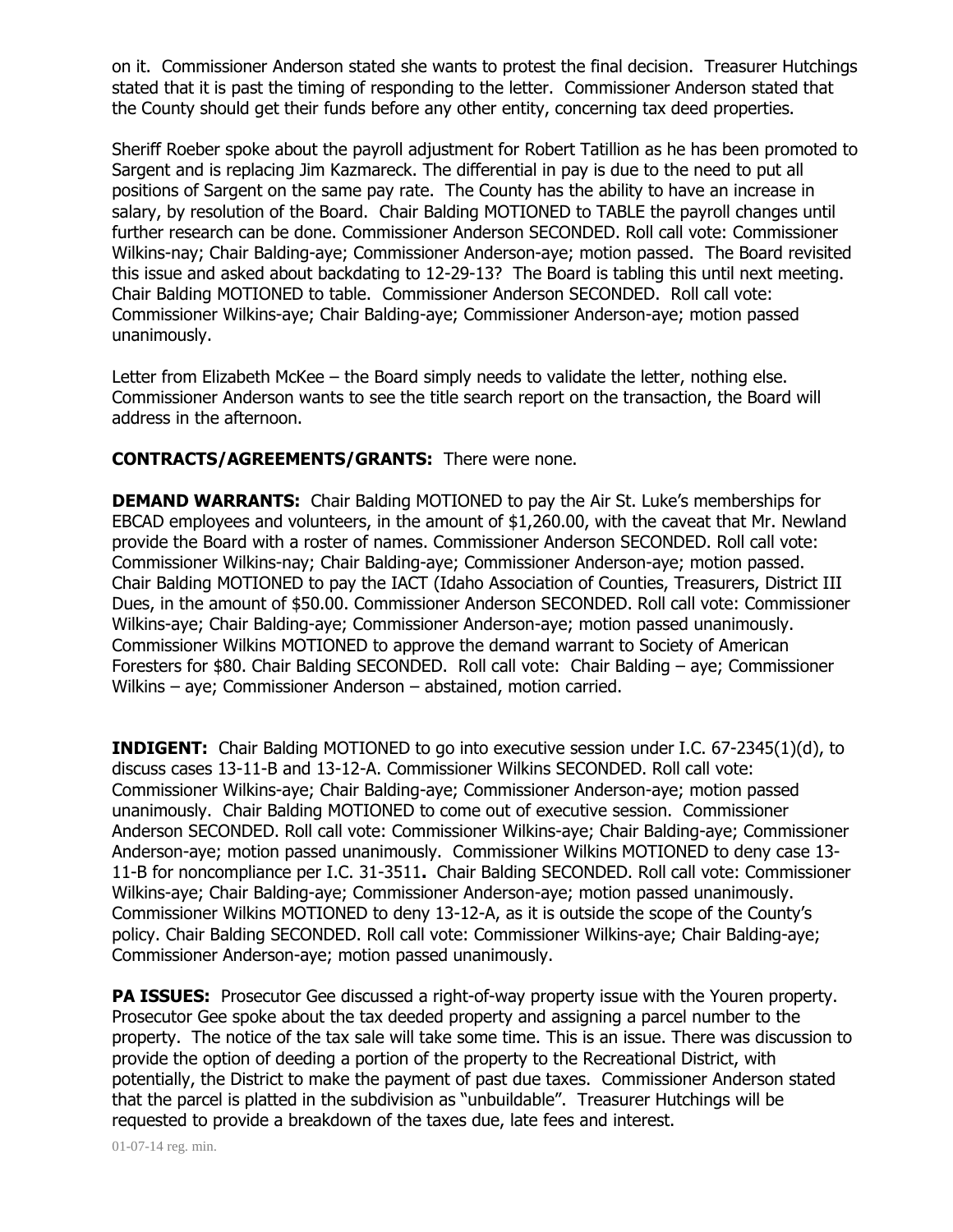on it. Commissioner Anderson stated she wants to protest the final decision. Treasurer Hutchings stated that it is past the timing of responding to the letter. Commissioner Anderson stated that the County should get their funds before any other entity, concerning tax deed properties.

Sheriff Roeber spoke about the payroll adjustment for Robert Tatillion as he has been promoted to Sargent and is replacing Jim Kazmareck. The differential in pay is due to the need to put all positions of Sargent on the same pay rate. The County has the ability to have an increase in salary, by resolution of the Board. Chair Balding MOTIONED to TABLE the payroll changes until further research can be done. Commissioner Anderson SECONDED. Roll call vote: Commissioner Wilkins-nay; Chair Balding-aye; Commissioner Anderson-aye; motion passed. The Board revisited this issue and asked about backdating to 12-29-13? The Board is tabling this until next meeting. Chair Balding MOTIONED to table. Commissioner Anderson SECONDED. Roll call vote: Commissioner Wilkins-aye; Chair Balding-aye; Commissioner Anderson-aye; motion passed unanimously.

Letter from Elizabeth McKee – the Board simply needs to validate the letter, nothing else. Commissioner Anderson wants to see the title search report on the transaction, the Board will address in the afternoon.

**CONTRACTS/AGREEMENTS/GRANTS:** There were none.

**DEMAND WARRANTS:** Chair Balding MOTIONED to pay the Air St. Luke's memberships for EBCAD employees and volunteers, in the amount of $1,260.00, with the caveat that Mr. Newland provide the Board with a roster of names. Commissioner Anderson SECONDED. Roll call vote: Commissioner Wilkins-nay; Chair Balding-aye; Commissioner Anderson-aye; motion passed. Chair Balding MOTIONED to pay the IACT (Idaho Association of Counties, Treasurers, District III Dues, in the amount of $50.00. Commissioner Anderson SECONDED. Roll call vote: Commissioner Wilkins-aye; Chair Balding-aye; Commissioner Anderson-aye; motion passed unanimously. Commissioner Wilkins MOTIONED to approve the demand warrant to Society of American Foresters for $80. Chair Balding SECONDED. Roll call vote: Chair Balding – aye; Commissioner Wilkins – aye; Commissioner Anderson – abstained, motion carried.

**INDIGENT:** Chair Balding MOTIONED to go into executive session under I.C. 67-2345(1)(d), to discuss cases 13-11-B and 13-12-A. Commissioner Wilkins SECONDED. Roll call vote: Commissioner Wilkins-aye; Chair Balding-aye; Commissioner Anderson-aye; motion passed unanimously. Chair Balding MOTIONED to come out of executive session. Commissioner Anderson SECONDED. Roll call vote: Commissioner Wilkins-aye; Chair Balding-aye; Commissioner Anderson-aye; motion passed unanimously. Commissioner Wilkins MOTIONED to deny case 13-11-B for noncompliance per I.C. 31-3511**.** Chair Balding SECONDED. Roll call vote: Commissioner Wilkins-aye; Chair Balding-aye; Commissioner Anderson-aye; motion passed unanimously. Commissioner Wilkins MOTIONED to deny 13-12-A, as it is outside the scope of the County's policy. Chair Balding SECONDED. Roll call vote: Commissioner Wilkins-aye; Chair Balding-aye; Commissioner Anderson-aye; motion passed unanimously.

**PA ISSUES:** Prosecutor Gee discussed a right-of-way property issue with the Youren property. Prosecutor Gee spoke about the tax deeded property and assigning a parcel number to the property. The notice of the tax sale will take some time. This is an issue. There was discussion to provide the option of deeding a portion of the property to the Recreational District, with potentially, the District to make the payment of past due taxes. Commissioner Anderson stated that the parcel is platted in the subdivision as "unbuildable". Treasurer Hutchings will be requested to provide a breakdown of the taxes due, late fees and interest.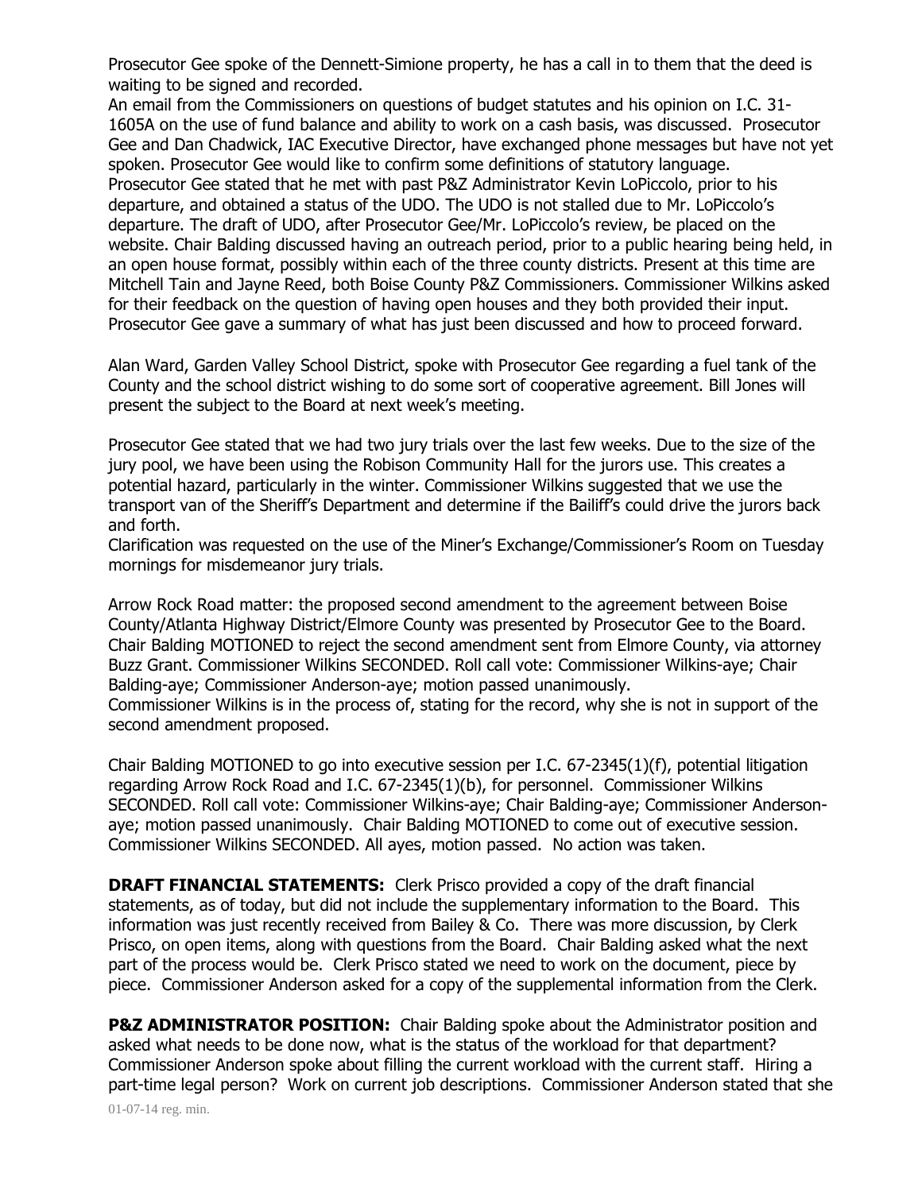Prosecutor Gee spoke of the Dennett-Simione property, he has a call in to them that the deed is waiting to be signed and recorded.
An email from the Commissioners on questions of budget statutes and his opinion on I.C. 31-1605A on the use of fund balance and ability to work on a cash basis, was discussed. Prosecutor Gee and Dan Chadwick, IAC Executive Director, have exchanged phone messages but have not yet spoken. Prosecutor Gee would like to confirm some definitions of statutory language.
Prosecutor Gee stated that he met with past P&Z Administrator Kevin LoPiccolo, prior to his departure, and obtained a status of the UDO. The UDO is not stalled due to Mr. LoPiccolo's departure. The draft of UDO, after Prosecutor Gee/Mr. LoPiccolo's review, be placed on the website. Chair Balding discussed having an outreach period, prior to a public hearing being held, in an open house format, possibly within each of the three county districts. Present at this time are Mitchell Tain and Jayne Reed, both Boise County P&Z Commissioners. Commissioner Wilkins asked for their feedback on the question of having open houses and they both provided their input. Prosecutor Gee gave a summary of what has just been discussed and how to proceed forward.

Alan Ward, Garden Valley School District, spoke with Prosecutor Gee regarding a fuel tank of the County and the school district wishing to do some sort of cooperative agreement. Bill Jones will present the subject to the Board at next week's meeting.

Prosecutor Gee stated that we had two jury trials over the last few weeks. Due to the size of the jury pool, we have been using the Robison Community Hall for the jurors use. This creates a potential hazard, particularly in the winter. Commissioner Wilkins suggested that we use the transport van of the Sheriff's Department and determine if the Bailiff's could drive the jurors back and forth.
Clarification was requested on the use of the Miner's Exchange/Commissioner's Room on Tuesday mornings for misdemeanor jury trials.

Arrow Rock Road matter: the proposed second amendment to the agreement between Boise County/Atlanta Highway District/Elmore County was presented by Prosecutor Gee to the Board. Chair Balding MOTIONED to reject the second amendment sent from Elmore County, via attorney Buzz Grant. Commissioner Wilkins SECONDED. Roll call vote: Commissioner Wilkins-aye; Chair Balding-aye; Commissioner Anderson-aye; motion passed unanimously.
Commissioner Wilkins is in the process of, stating for the record, why she is not in support of the second amendment proposed.

Chair Balding MOTIONED to go into executive session per I.C. 67-2345(1)(f), potential litigation regarding Arrow Rock Road and I.C. 67-2345(1)(b), for personnel. Commissioner Wilkins SECONDED. Roll call vote: Commissioner Wilkins-aye; Chair Balding-aye; Commissioner Anderson-aye; motion passed unanimously. Chair Balding MOTIONED to come out of executive session. Commissioner Wilkins SECONDED. All ayes, motion passed. No action was taken.

**DRAFT FINANCIAL STATEMENTS:** Clerk Prisco provided a copy of the draft financial statements, as of today, but did not include the supplementary information to the Board. This information was just recently received from Bailey & Co. There was more discussion, by Clerk Prisco, on open items, along with questions from the Board. Chair Balding asked what the next part of the process would be. Clerk Prisco stated we need to work on the document, piece by piece. Commissioner Anderson asked for a copy of the supplemental information from the Clerk.

**P&Z ADMINISTRATOR POSITION:** Chair Balding spoke about the Administrator position and asked what needs to be done now, what is the status of the workload for that department? Commissioner Anderson spoke about filling the current workload with the current staff. Hiring a part-time legal person? Work on current job descriptions. Commissioner Anderson stated that she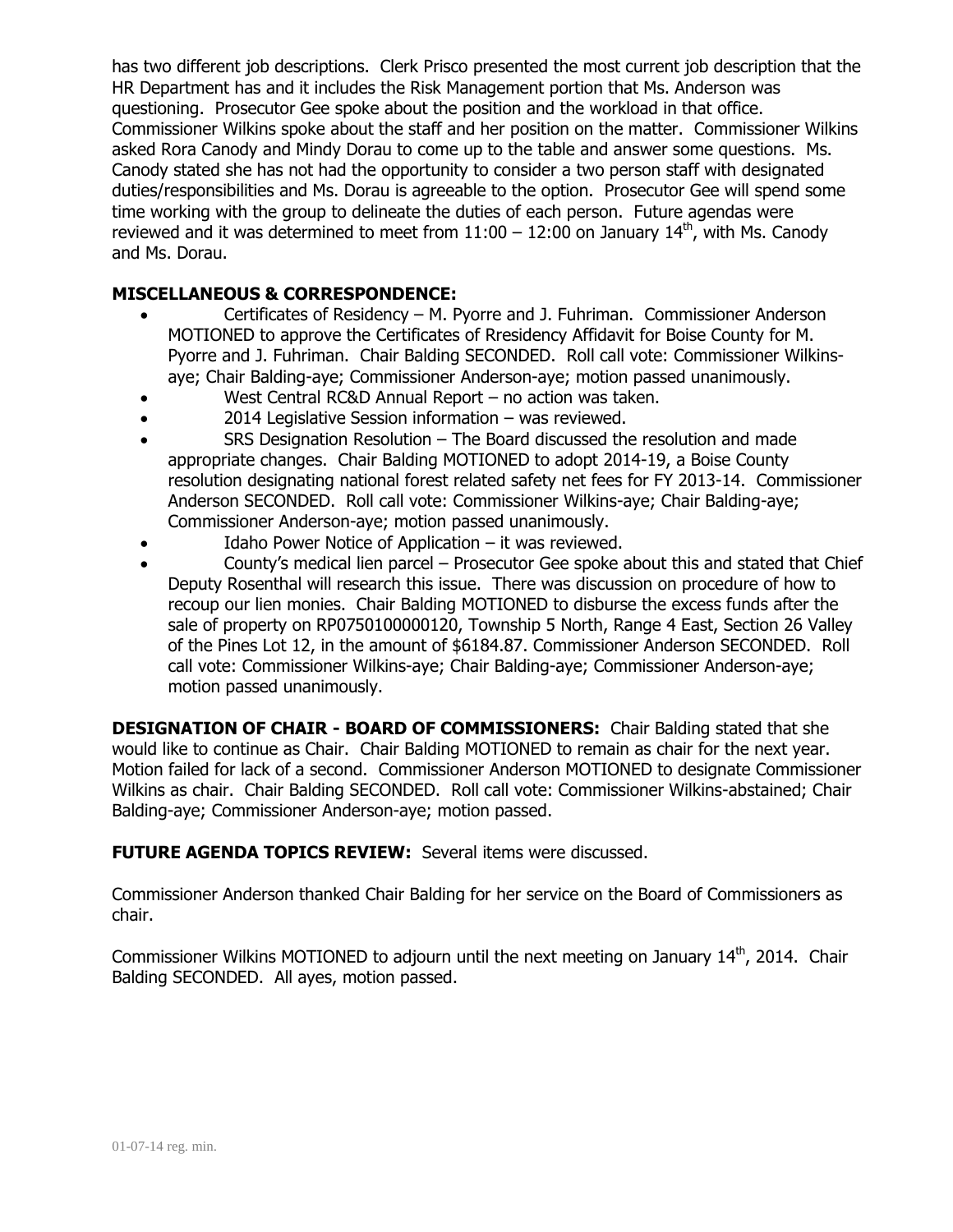has two different job descriptions. Clerk Prisco presented the most current job description that the HR Department has and it includes the Risk Management portion that Ms. Anderson was questioning. Prosecutor Gee spoke about the position and the workload in that office. Commissioner Wilkins spoke about the staff and her position on the matter. Commissioner Wilkins asked Rora Canody and Mindy Dorau to come up to the table and answer some questions. Ms. Canody stated she has not had the opportunity to consider a two person staff with designated duties/responsibilities and Ms. Dorau is agreeable to the option. Prosecutor Gee will spend some time working with the group to delineate the duties of each person. Future agendas were reviewed and it was determined to meet from 11:00 – 12:00 on January 14th, with Ms. Canody and Ms. Dorau.

**MISCELLANEOUS & CORRESPONDENCE:**

- Certificates of Residency – M. Pyorre and J. Fuhriman. Commissioner Anderson MOTIONED to approve the Certificates of Rresidency Affidavit for Boise County for M. Pyorre and J. Fuhriman. Chair Balding SECONDED. Roll call vote: Commissioner Wilkins-aye; Chair Balding-aye; Commissioner Anderson-aye; motion passed unanimously.
- West Central RC&D Annual Report – no action was taken.
- 2014 Legislative Session information – was reviewed.
- SRS Designation Resolution – The Board discussed the resolution and made appropriate changes. Chair Balding MOTIONED to adopt 2014-19, a Boise County resolution designating national forest related safety net fees for FY 2013-14. Commissioner Anderson SECONDED. Roll call vote: Commissioner Wilkins-aye; Chair Balding-aye; Commissioner Anderson-aye; motion passed unanimously.
- Idaho Power Notice of Application – it was reviewed.
- County's medical lien parcel – Prosecutor Gee spoke about this and stated that Chief Deputy Rosenthal will research this issue. There was discussion on procedure of how to recoup our lien monies. Chair Balding MOTIONED to disburse the excess funds after the sale of property on RP0750100000120, Township 5 North, Range 4 East, Section 26 Valley of the Pines Lot 12, in the amount of $6184.87. Commissioner Anderson SECONDED. Roll call vote: Commissioner Wilkins-aye; Chair Balding-aye; Commissioner Anderson-aye; motion passed unanimously.

**DESIGNATION OF CHAIR - BOARD OF COMMISSIONERS:** Chair Balding stated that she would like to continue as Chair. Chair Balding MOTIONED to remain as chair for the next year. Motion failed for lack of a second. Commissioner Anderson MOTIONED to designate Commissioner Wilkins as chair. Chair Balding SECONDED. Roll call vote: Commissioner Wilkins-abstained; Chair Balding-aye; Commissioner Anderson-aye; motion passed.

**FUTURE AGENDA TOPICS REVIEW:** Several items were discussed.

Commissioner Anderson thanked Chair Balding for her service on the Board of Commissioners as chair.

Commissioner Wilkins MOTIONED to adjourn until the next meeting on January 14th, 2014. Chair Balding SECONDED. All ayes, motion passed.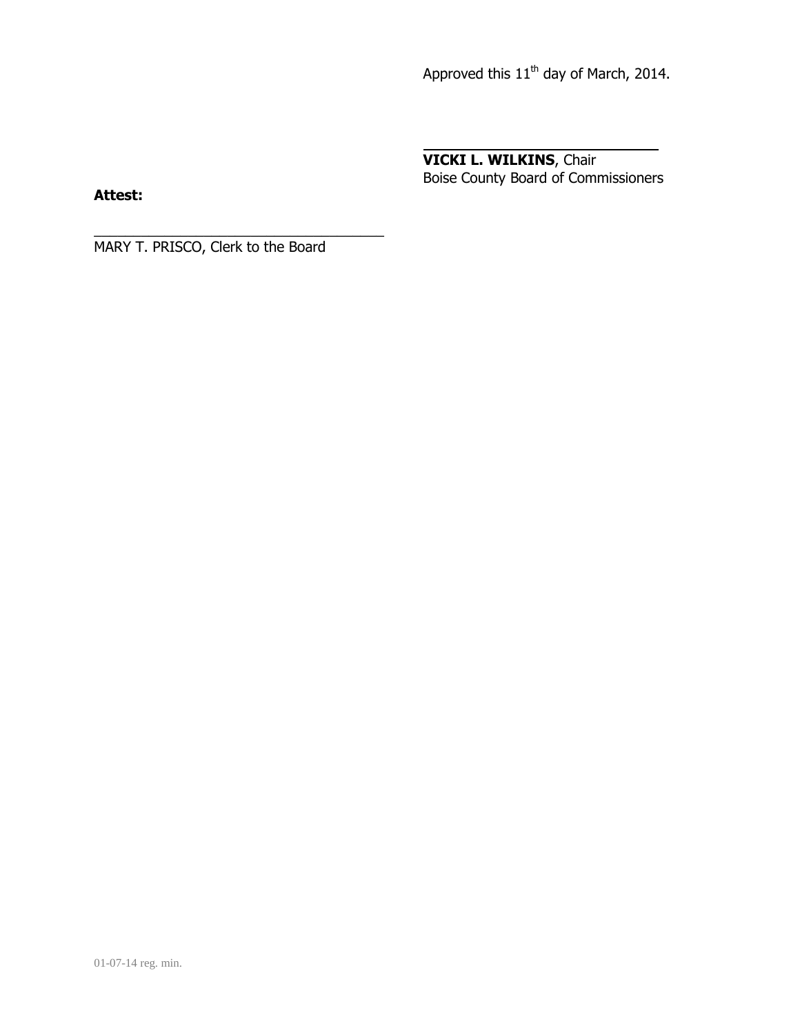Approved this 11th day of March, 2014.

______________________________

**VICKI L. WILKINS**, Chair
Boise County Board of Commissioners

**Attest:**

______________________________

MARY T. PRISCO, Clerk to the Board

01-07-14 reg. min.